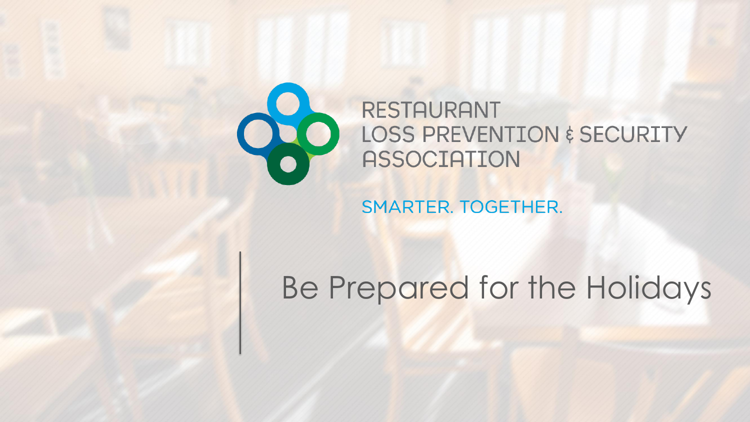RESTAURANT
LOSS PREVENTION & SECURITY
ASSOCIATION

SMARTER. TOGETHER.

# Be Prepared for the Holidays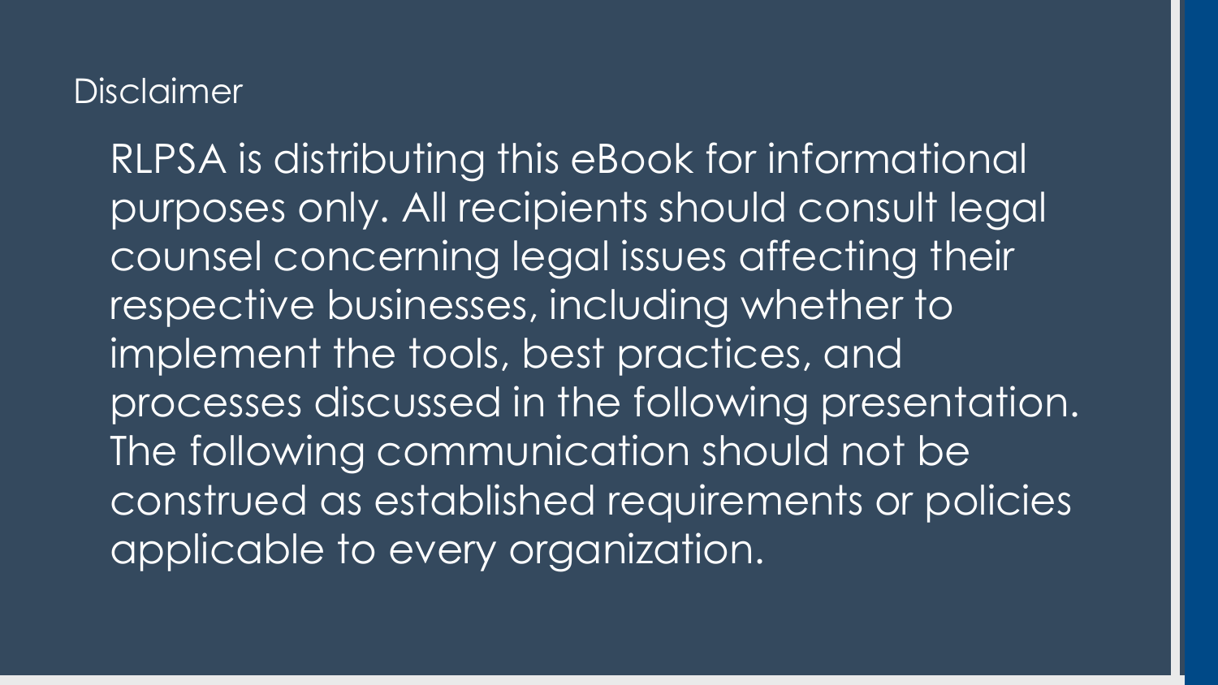## Disclaimer

RLPSA is distributing this eBook for informational purposes only. All recipients should consult legal counsel concerning legal issues affecting their respective businesses, including whether to implement the tools, best practices, and processes discussed in the following presentation. The following communication should not be construed as established requirements or policies applicable to every organization.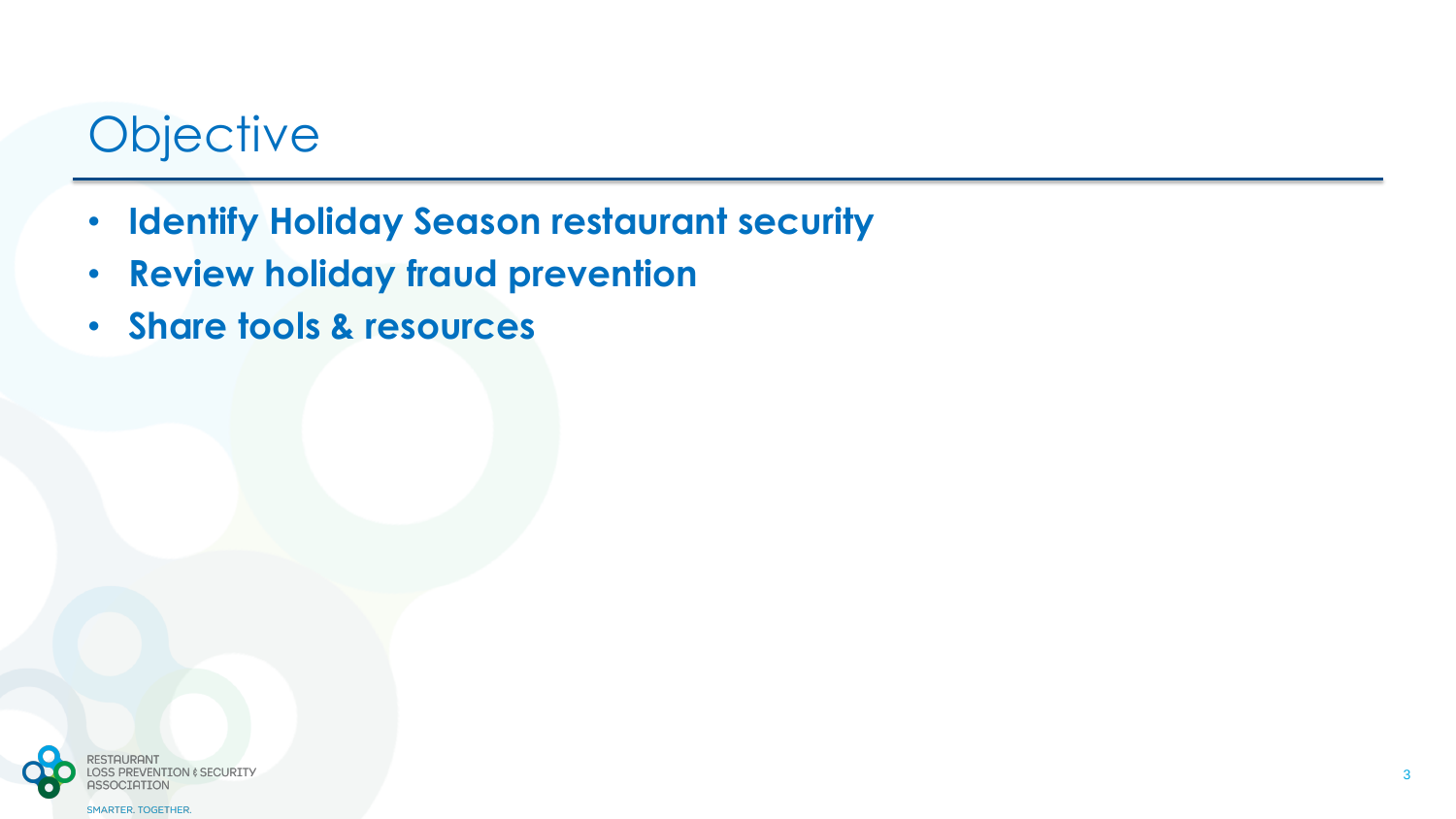# Objective

- **Identify Holiday Season restaurant security**
- **Review holiday fraud prevention**
- **Share tools & resources**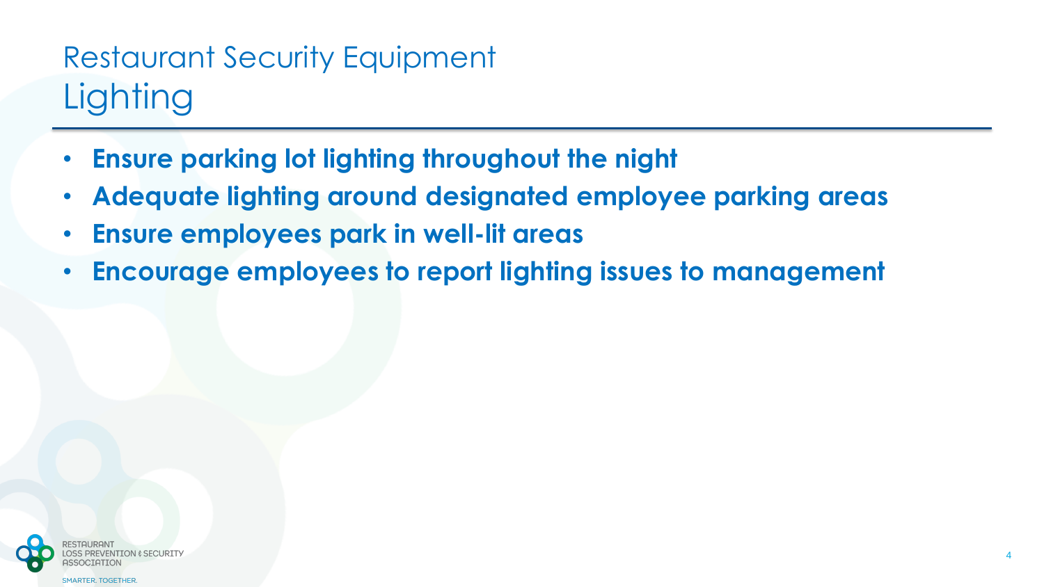# Restaurant Security Equipment
## Lighting

- **Ensure parking lot lighting throughout the night**
- **Adequate lighting around designated employee parking areas**
- **Ensure employees park in well-lit areas**
- **Encourage employees to report lighting issues to management**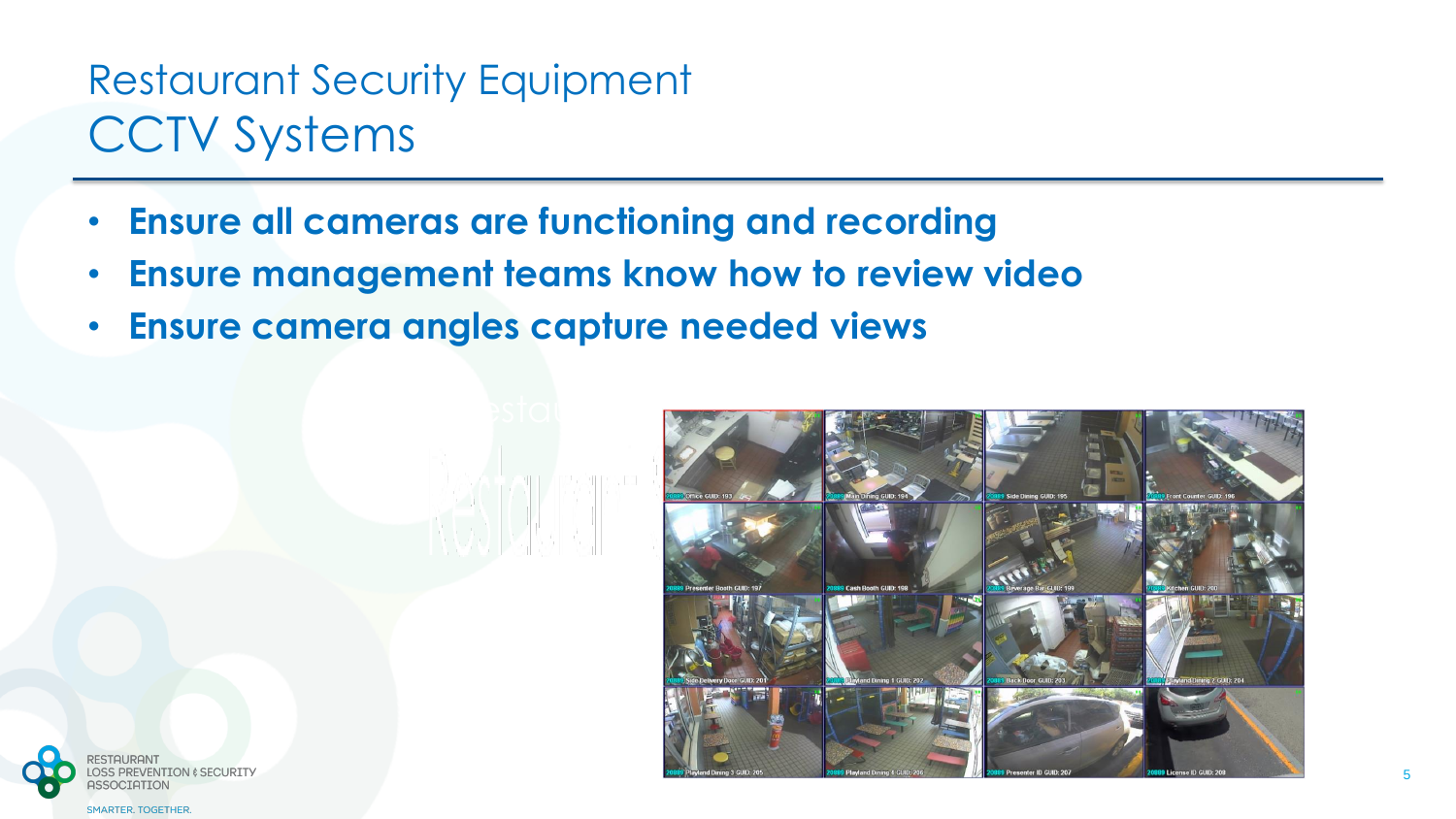# Restaurant Security Equipment
## CCTV Systems

- **Ensure all cameras are functioning and recording**
- **Ensure management teams know how to review video**
- **Ensure camera angles capture needed views**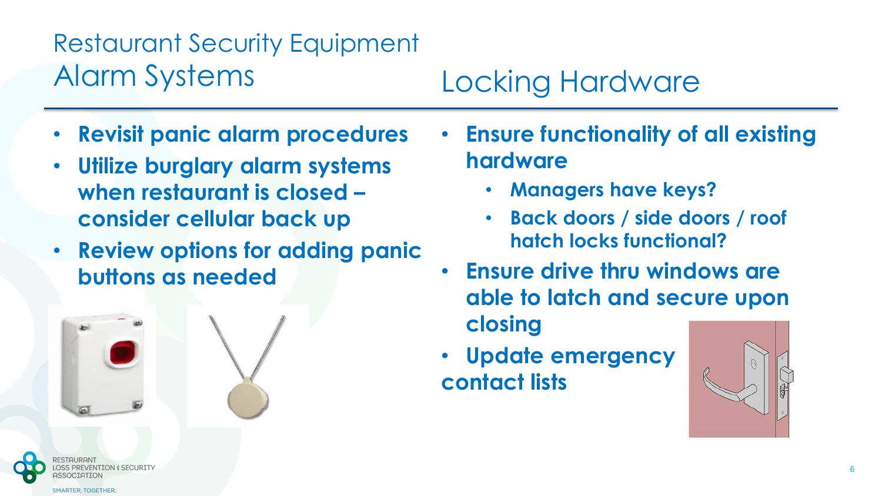# Restaurant Security Equipment

## Alarm Systems

- **Revisit panic alarm procedures**
- **Utilize burglary alarm systems when restaurant is closed – consider cellular back up**
- **Review options for adding panic buttons as needed**

## Locking Hardware

- **Ensure functionality of all existing hardware**
  - **Managers have keys?**
  - **Back doors / side doors / roof hatch locks functional?**
- **Ensure drive thru windows are able to latch and secure upon closing**
- **Update emergency contact lists**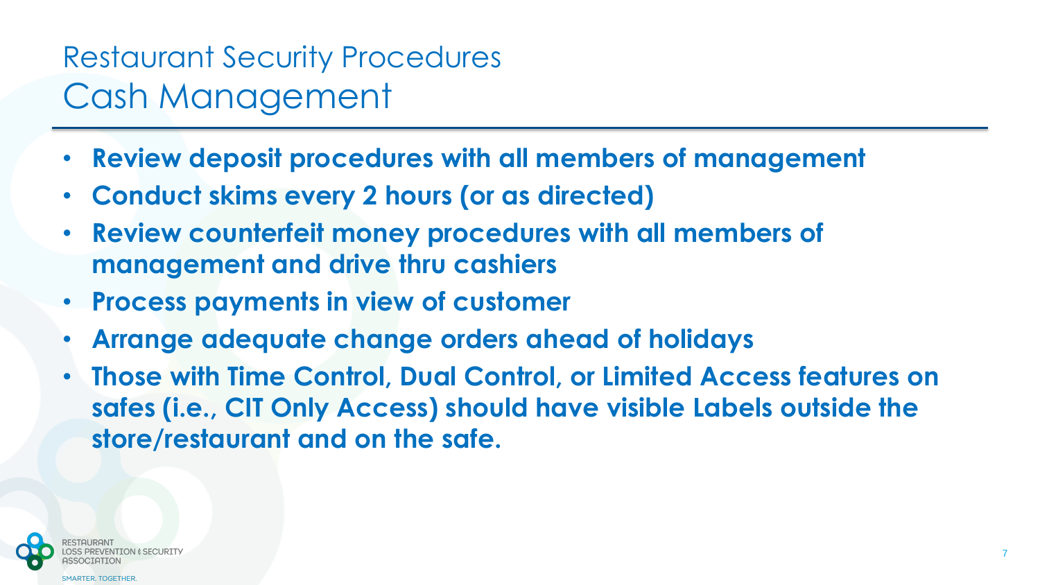# Restaurant Security Procedures

## Cash Management

- **Review deposit procedures with all members of management**
- **Conduct skims every 2 hours (or as directed)**
- **Review counterfeit money procedures with all members of management and drive thru cashiers**
- **Process payments in view of customer**
- **Arrange adequate change orders ahead of holidays**
- **Those with Time Control, Dual Control, or Limited Access features on safes (i.e., CIT Only Access) should have visible Labels outside the store/restaurant and on the safe.**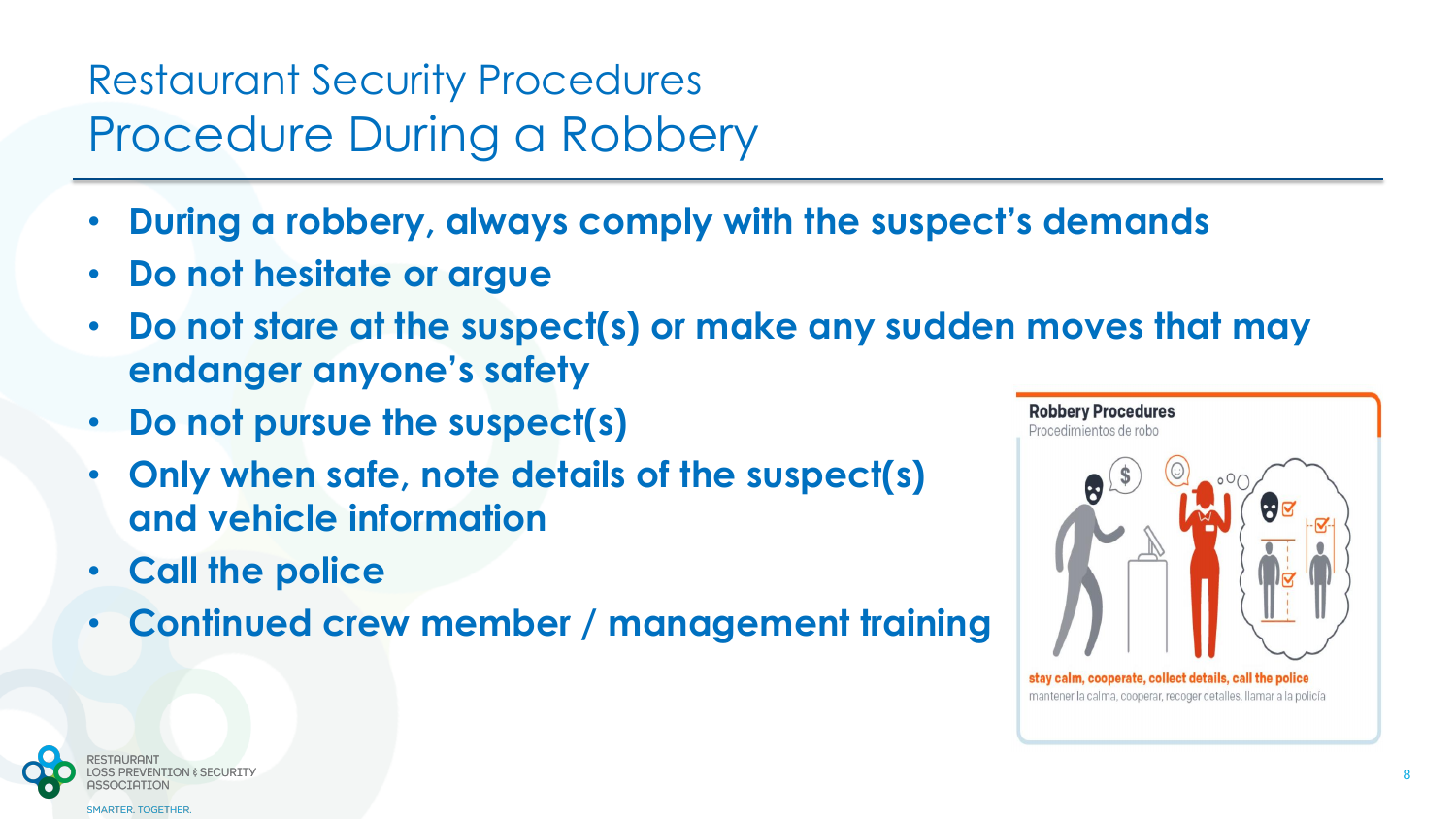# Restaurant Security Procedures

## Procedure During a Robbery

- **During a robbery, always comply with the suspect's demands**
- **Do not hesitate or argue**
- **Do not stare at the suspect(s) or make any sudden moves that may endanger anyone's safety**
- **Do not pursue the suspect(s)**
- **Only when safe, note details of the suspect(s) and vehicle information**
- **Call the police**
- **Continued crew member / management training**

**Robbery Procedures**
Procedimientos de robo

**stay calm, cooperate, collect details, call the police**
mantener la calma, cooperar, recoger detalles, llamar a la policía

RESTAURANT LOSS PREVENTION & SECURITY ASSOCIATION
SMARTER. TOGETHER.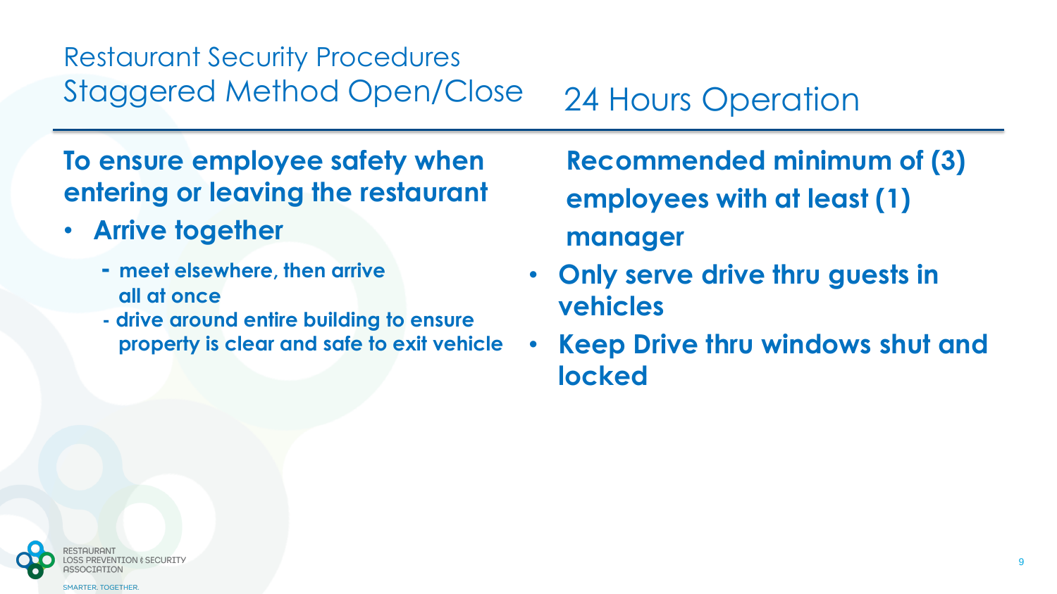# Restaurant Security Procedures

## Staggered Method Open/Close

**To ensure employee safety when entering or leaving the restaurant**

- **Arrive together**
  - **meet elsewhere, then arrive all at once**
  - **drive around entire building to ensure property is clear and safe to exit vehicle**

## 24 Hours Operation

**Recommended minimum of (3) employees with at least (1) manager**

- **Only serve drive thru guests in vehicles**
- **Keep Drive thru windows shut and locked**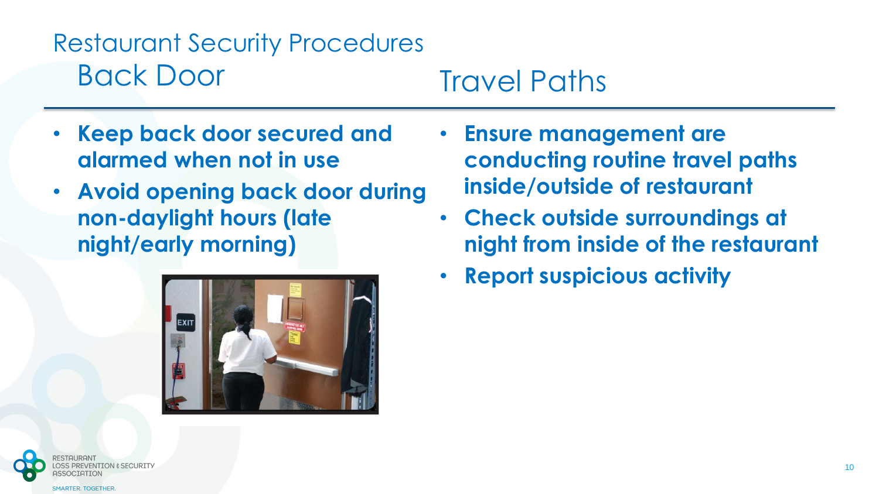# Restaurant Security Procedures

## Back Door

- **Keep back door secured and alarmed when not in use**
- **Avoid opening back door during non-daylight hours (late night/early morning)**

## Travel Paths

- **Ensure management are conducting routine travel paths inside/outside of restaurant**
- **Check outside surroundings at night from inside of the restaurant**
- **Report suspicious activity**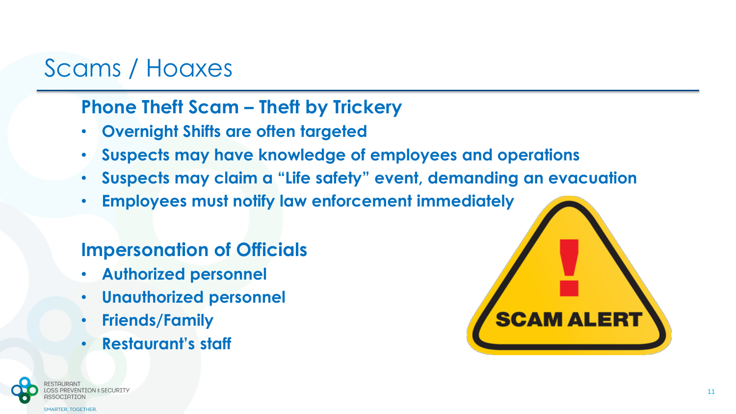# Scams / Hoaxes

## Phone Theft Scam – Theft by Trickery

- **Overnight Shifts are often targeted**
- **Suspects may have knowledge of employees and operations**
- **Suspects may claim a "Life safety" event, demanding an evacuation**
- **Employees must notify law enforcement immediately**

## Impersonation of Officials

- **Authorized personnel**
- **Unauthorized personnel**
- **Friends/Family**
- **Restaurant's staff**

SCAM ALERT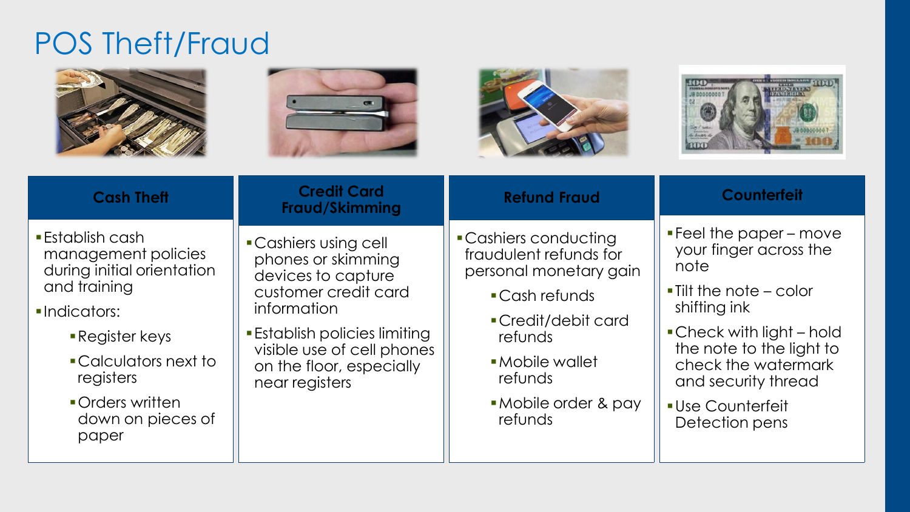# POS Theft/Fraud

## Cash Theft

- Establish cash management policies during initial orientation and training
- Indicators:
  - Register keys
  - Calculators next to registers
  - Orders written down on pieces of paper

## Credit Card Fraud/Skimming

- Cashiers using cell phones or skimming devices to capture customer credit card information
- Establish policies limiting visible use of cell phones on the floor, especially near registers

## Refund Fraud

- Cashiers conducting fraudulent refunds for personal monetary gain
  - Cash refunds
  - Credit/debit card refunds
  - Mobile wallet refunds
  - Mobile order & pay refunds

## Counterfeit

- Feel the paper – move your finger across the note
- Tilt the note – color shifting ink
- Check with light – hold the note to the light to check the watermark and security thread
- Use Counterfeit Detection pens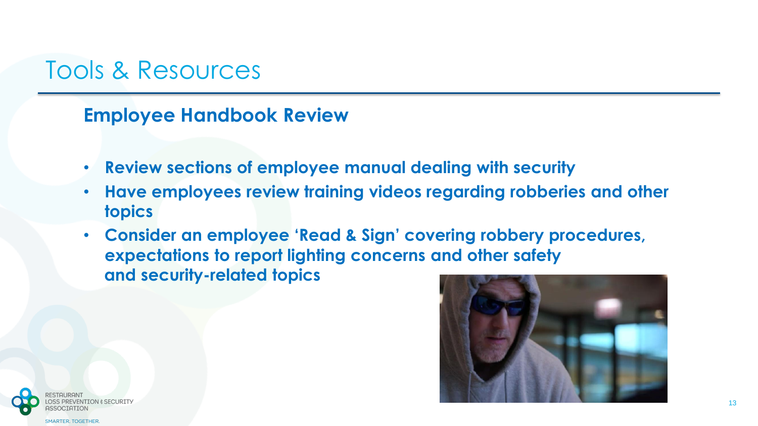# Tools & Resources

## Employee Handbook Review

- **Review sections of employee manual dealing with security**
- **Have employees review training videos regarding robberies and other topics**
- **Consider an employee 'Read & Sign' covering robbery procedures, expectations to report lighting concerns and other safety and security-related topics**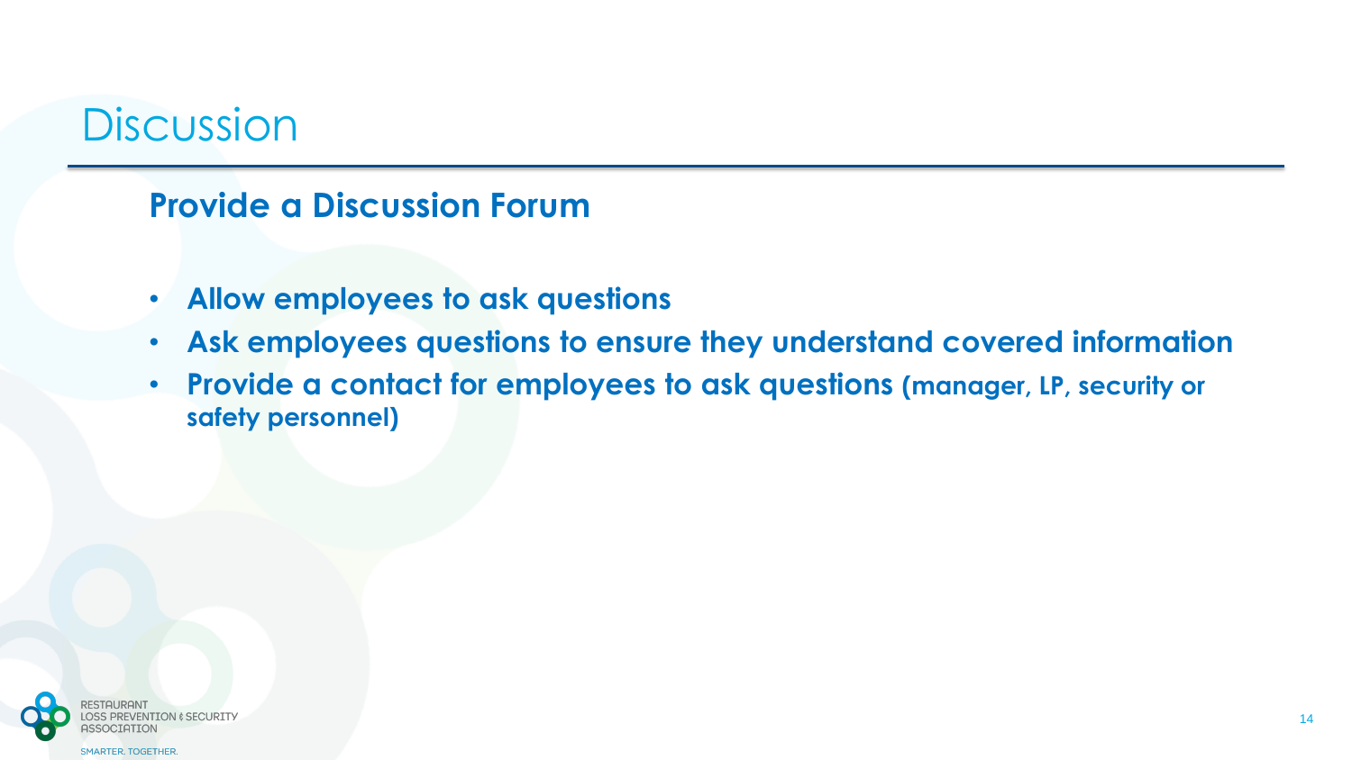# Discussion

## Provide a Discussion Forum

- **Allow employees to ask questions**
- **Ask employees questions to ensure they understand covered information**
- **Provide a contact for employees to ask questions (manager, LP, security or safety personnel)**